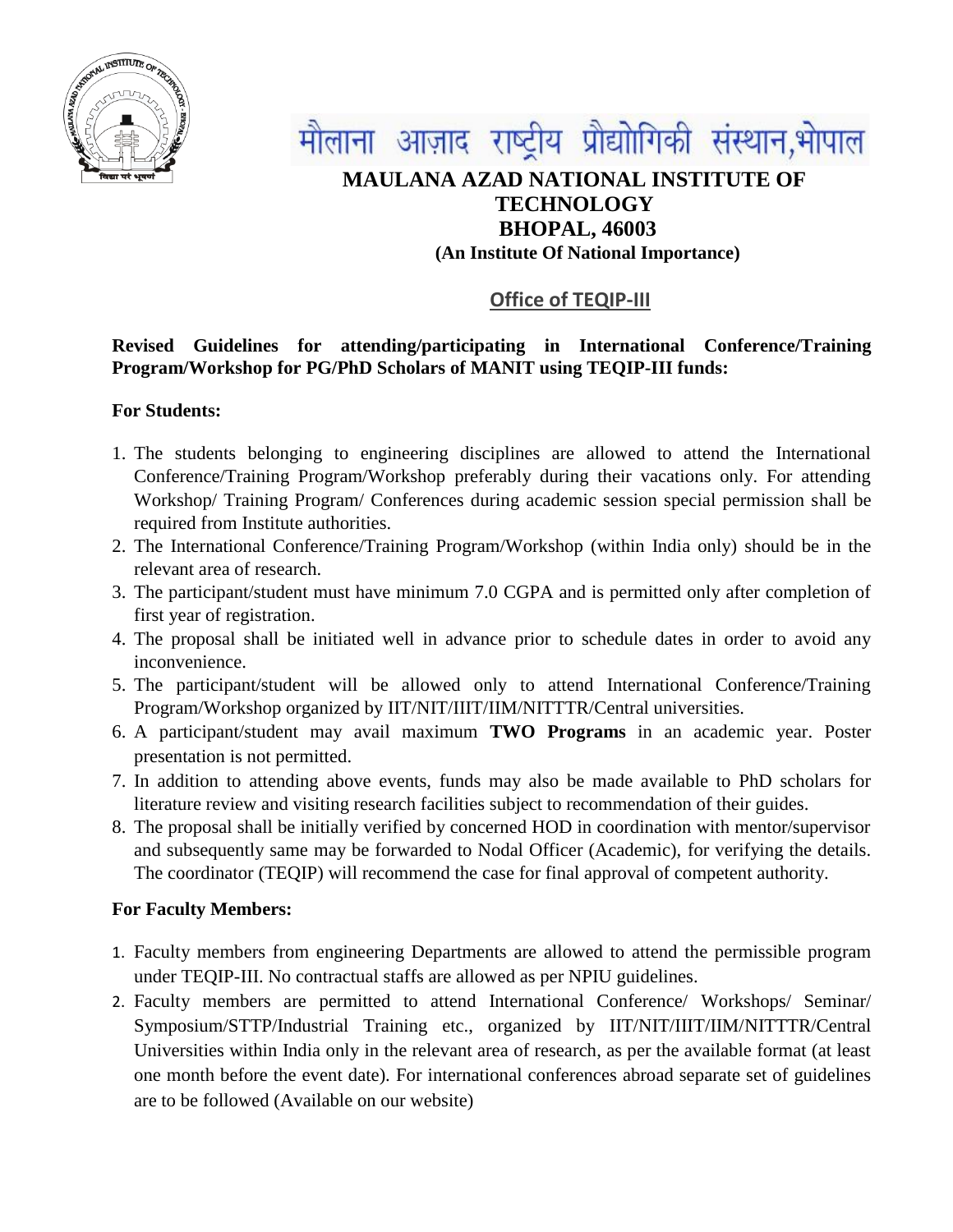मौलाना आज़ाद राष्ट्रीय प्रौद्योगिकी संस्थान,भोपाल

# MAULANA AZAD NATIONAL INSTITUTE OF TECHNOLOGY BHOPAL, 46003

**(An Institute Of National Importance)**

## Office of TEQIP-III

**Revised Guidelines for attending/participating in International Conference/Training Program/Workshop for PG/PhD Scholars of MANIT using TEQIP-III funds:**

**For Students:**

1. The students belonging to engineering disciplines are allowed to attend the International Conference/Training Program/Workshop preferably during their vacations only. For attending Workshop/ Training Program/ Conferences during academic session special permission shall be required from Institute authorities.
2. The International Conference/Training Program/Workshop (within India only) should be in the relevant area of research.
3. The participant/student must have minimum 7.0 CGPA and is permitted only after completion of first year of registration.
4. The proposal shall be initiated well in advance prior to schedule dates in order to avoid any inconvenience.
5. The participant/student will be allowed only to attend International Conference/Training Program/Workshop organized by IIT/NIT/IIIT/IIM/NITTTR/Central universities.
6. A participant/student may avail maximum **TWO Programs** in an academic year. Poster presentation is not permitted.
7. In addition to attending above events, funds may also be made available to PhD scholars for literature review and visiting research facilities subject to recommendation of their guides.
8. The proposal shall be initially verified by concerned HOD in coordination with mentor/supervisor and subsequently same may be forwarded to Nodal Officer (Academic), for verifying the details. The coordinator (TEQIP) will recommend the case for final approval of competent authority.

**For Faculty Members:**

1. Faculty members from engineering Departments are allowed to attend the permissible program under TEQIP-III. No contractual staffs are allowed as per NPIU guidelines.
2. Faculty members are permitted to attend International Conference/ Workshops/ Seminar/ Symposium/STTP/Industrial Training etc., organized by IIT/NIT/IIIT/IIM/NITTTR/Central Universities within India only in the relevant area of research, as per the available format (at least one month before the event date). For international conferences abroad separate set of guidelines are to be followed (Available on our website)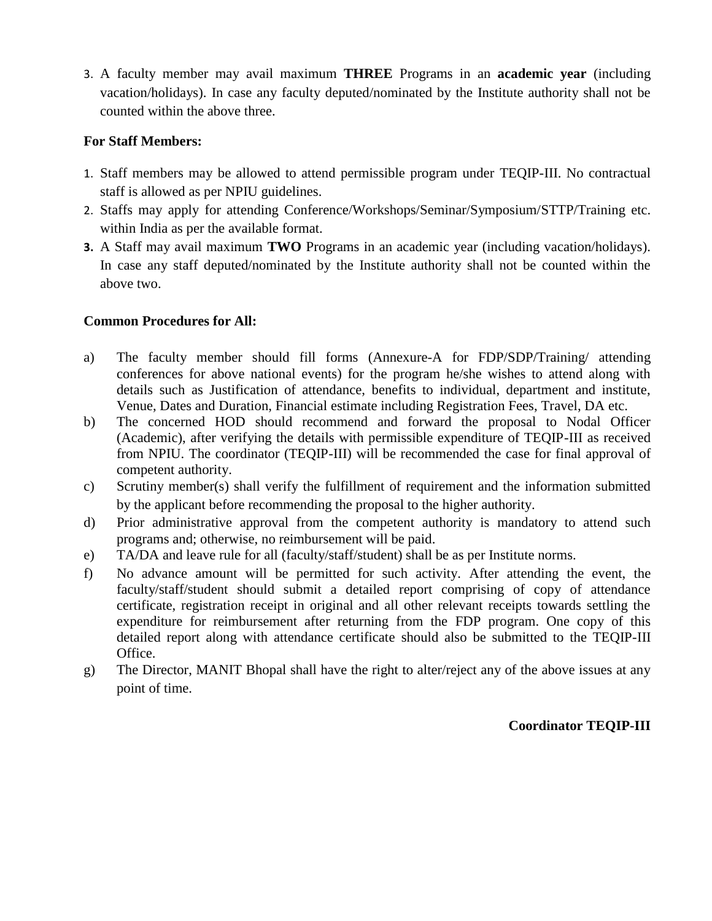3. A faculty member may avail maximum **THREE** Programs in an **academic year** (including vacation/holidays). In case any faculty deputed/nominated by the Institute authority shall not be counted within the above three.

**For Staff Members:**

1. Staff members may be allowed to attend permissible program under TEQIP-III. No contractual staff is allowed as per NPIU guidelines.
2. Staffs may apply for attending Conference/Workshops/Seminar/Symposium/STTP/Training etc. within India as per the available format.
3. A Staff may avail maximum **TWO** Programs in an academic year (including vacation/holidays). In case any staff deputed/nominated by the Institute authority shall not be counted within the above two.

**Common Procedures for All:**

a) The faculty member should fill forms (Annexure-A for FDP/SDP/Training/ attending conferences for above national events) for the program he/she wishes to attend along with details such as Justification of attendance, benefits to individual, department and institute, Venue, Dates and Duration, Financial estimate including Registration Fees, Travel, DA etc.

b) The concerned HOD should recommend and forward the proposal to Nodal Officer (Academic), after verifying the details with permissible expenditure of TEQIP-III as received from NPIU. The coordinator (TEQIP-III) will be recommended the case for final approval of competent authority.

c) Scrutiny member(s) shall verify the fulfillment of requirement and the information submitted by the applicant before recommending the proposal to the higher authority.

d) Prior administrative approval from the competent authority is mandatory to attend such programs and; otherwise, no reimbursement will be paid.

e) TA/DA and leave rule for all (faculty/staff/student) shall be as per Institute norms.

f) No advance amount will be permitted for such activity. After attending the event, the faculty/staff/student should submit a detailed report comprising of copy of attendance certificate, registration receipt in original and all other relevant receipts towards settling the expenditure for reimbursement after returning from the FDP program. One copy of this detailed report along with attendance certificate should also be submitted to the TEQIP-III Office.

g) The Director, MANIT Bhopal shall have the right to alter/reject any of the above issues at any point of time.

**Coordinator TEQIP-III**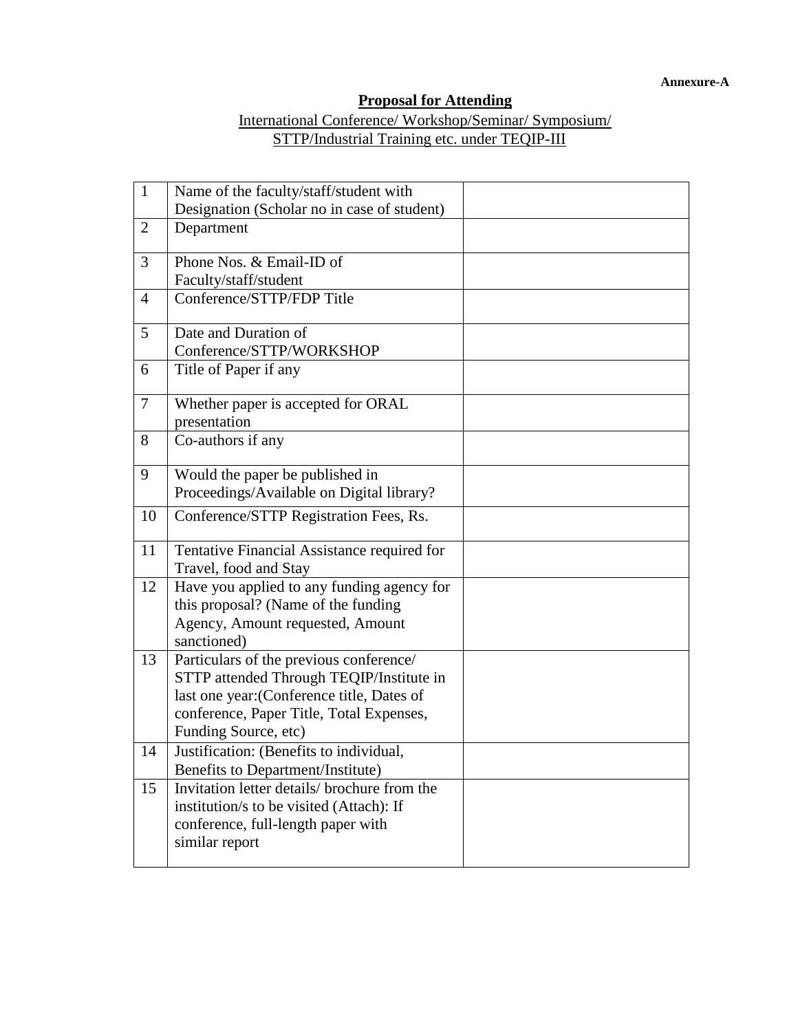**Annexure-A**

## Proposal for Attending

International Conference/ Workshop/Seminar/ Symposium/
STTP/Industrial Training etc. under TEQIP-III

| | | |
|---|---|---|
| 1 | Name of the faculty/staff/student with Designation (Scholar no in case of student) | |
| 2 | Department | |
| 3 | Phone Nos. & Email-ID of Faculty/staff/student | |
| 4 | Conference/STTP/FDP Title | |
| 5 | Date and Duration of Conference/STTP/WORKSHOP | |
| 6 | Title of Paper if any | |
| 7 | Whether paper is accepted for ORAL presentation | |
| 8 | Co-authors if any | |
| 9 | Would the paper be published in Proceedings/Available on Digital library? | |
| 10 | Conference/STTP Registration Fees, Rs. | |
| 11 | Tentative Financial Assistance required for Travel, food and Stay | |
| 12 | Have you applied to any funding agency for this proposal? (Name of the funding Agency, Amount requested, Amount sanctioned) | |
| 13 | Particulars of the previous conference/ STTP attended Through TEQIP/Institute in last one year:(Conference title, Dates of conference, Paper Title, Total Expenses, Funding Source, etc) | |
| 14 | Justification: (Benefits to individual, Benefits to Department/Institute) | |
| 15 | Invitation letter details/ brochure from the institution/s to be visited (Attach): If conference, full-length paper with similar report | |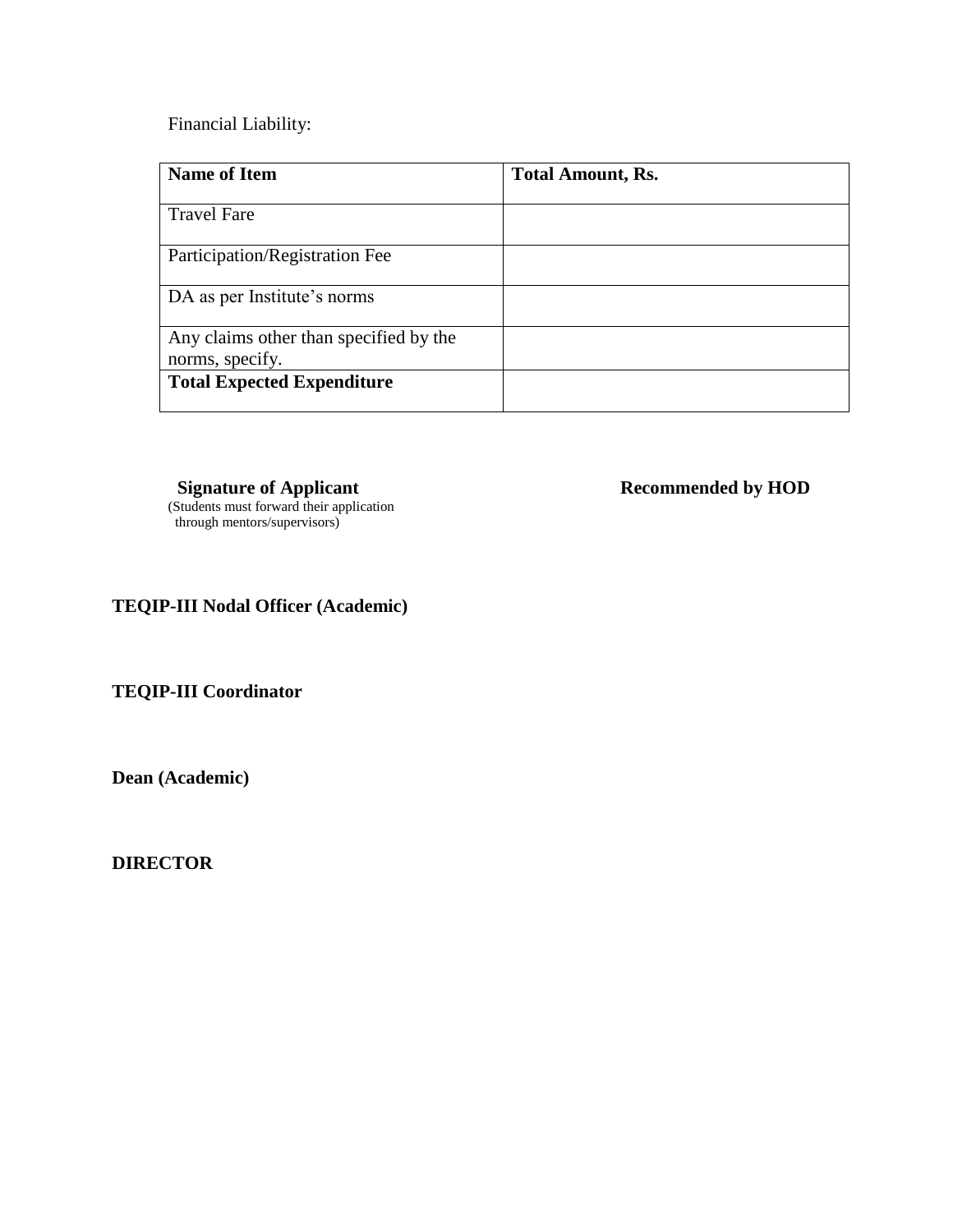Financial Liability:

| Name of Item | Total Amount, Rs. |
|---|---|
| Travel Fare | |
| Participation/Registration Fee | |
| DA as per Institute's norms | |
| Any claims other than specified by the norms, specify. | |
| **Total Expected Expenditure** | |

**Signature of Applicant**
(Students must forward their application through mentors/supervisors)

**Recommended by HOD**

**TEQIP-III Nodal Officer (Academic)**

**TEQIP-III Coordinator**

**Dean (Academic)**

**DIRECTOR**